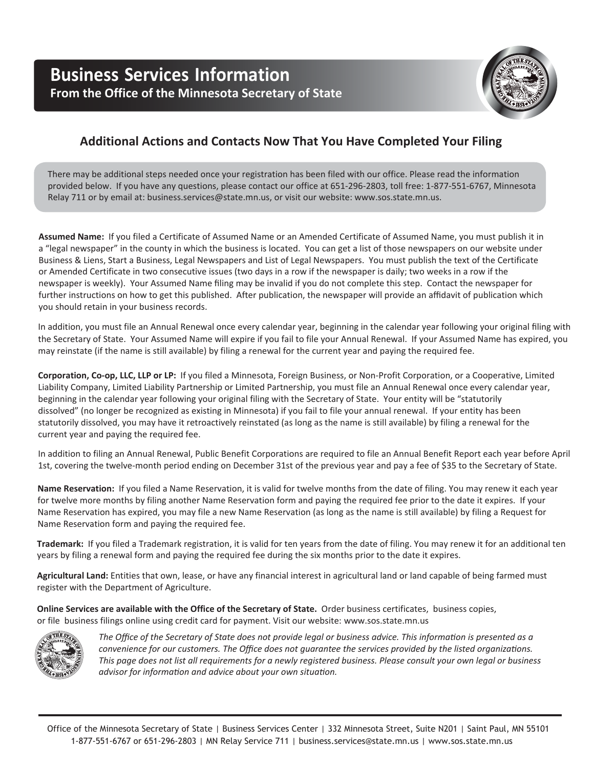# Business Services Information

**From the Office of the Minnesota Secretary of State**

## Additional Actions and Contacts Now That You Have Completed Your Filing

There may be additional steps needed once your registration has been filed with our office. Please read the information provided below. If you have any questions, please contact our office at 651-296-2803, toll free: 1-877-551-6767, Minnesota Relay 711 or by email at: business.services@state.mn.us, or visit our website: www.sos.state.mn.us.

**Assumed Name:** If you filed a Certificate of Assumed Name or an Amended Certificate of Assumed Name, you must publish it in a "legal newspaper" in the county in which the business is located. You can get a list of those newspapers on our website under Business & Liens, Start a Business, Legal Newspapers and List of Legal Newspapers. You must publish the text of the Certificate or Amended Certificate in two consecutive issues (two days in a row if the newspaper is daily; two weeks in a row if the newspaper is weekly). Your Assumed Name filing may be invalid if you do not complete this step. Contact the newspaper for further instructions on how to get this published. After publication, the newspaper will provide an affidavit of publication which you should retain in your business records.

In addition, you must file an Annual Renewal once every calendar year, beginning in the calendar year following your original filing with the Secretary of State. Your Assumed Name will expire if you fail to file your Annual Renewal. If your Assumed Name has expired, you may reinstate (if the name is still available) by filing a renewal for the current year and paying the required fee.

**Corporation, Co-op, LLC, LLP or LP:** If you filed a Minnesota, Foreign Business, or Non-Profit Corporation, or a Cooperative, Limited Liability Company, Limited Liability Partnership or Limited Partnership, you must file an Annual Renewal once every calendar year, beginning in the calendar year following your original filing with the Secretary of State. Your entity will be "statutorily dissolved" (no longer be recognized as existing in Minnesota) if you fail to file your annual renewal. If your entity has been statutorily dissolved, you may have it retroactively reinstated (as long as the name is still available) by filing a renewal for the current year and paying the required fee.

In addition to filing an Annual Renewal, Public Benefit Corporations are required to file an Annual Benefit Report each year before April 1st, covering the twelve-month period ending on December 31st of the previous year and pay a fee of $35 to the Secretary of State.

**Name Reservation:** If you filed a Name Reservation, it is valid for twelve months from the date of filing. You may renew it each year for twelve more months by filing another Name Reservation form and paying the required fee prior to the date it expires. If your Name Reservation has expired, you may file a new Name Reservation (as long as the name is still available) by filing a Request for Name Reservation form and paying the required fee.

**Trademark:** If you filed a Trademark registration, it is valid for ten years from the date of filing. You may renew it for an additional ten years by filing a renewal form and paying the required fee during the six months prior to the date it expires.

**Agricultural Land:** Entities that own, lease, or have any financial interest in agricultural land or land capable of being farmed must register with the Department of Agriculture.

**Online Services are available with the Office of the Secretary of State.** Order business certificates, business copies, or file business filings online using credit card for payment. Visit our website: www.sos.state.mn.us

*The Office of the Secretary of State does not provide legal or business advice. This information is presented as a convenience for our customers. The Office does not guarantee the services provided by the listed organizations. This page does not list all requirements for a newly registered business. Please consult your own legal or business advisor for information and advice about your own situation.*

Office of the Minnesota Secretary of State | Business Services Center | 332 Minnesota Street, Suite N201 | Saint Paul, MN 55101
1-877-551-6767 or 651-296-2803 | MN Relay Service 711 | business.services@state.mn.us | www.sos.state.mn.us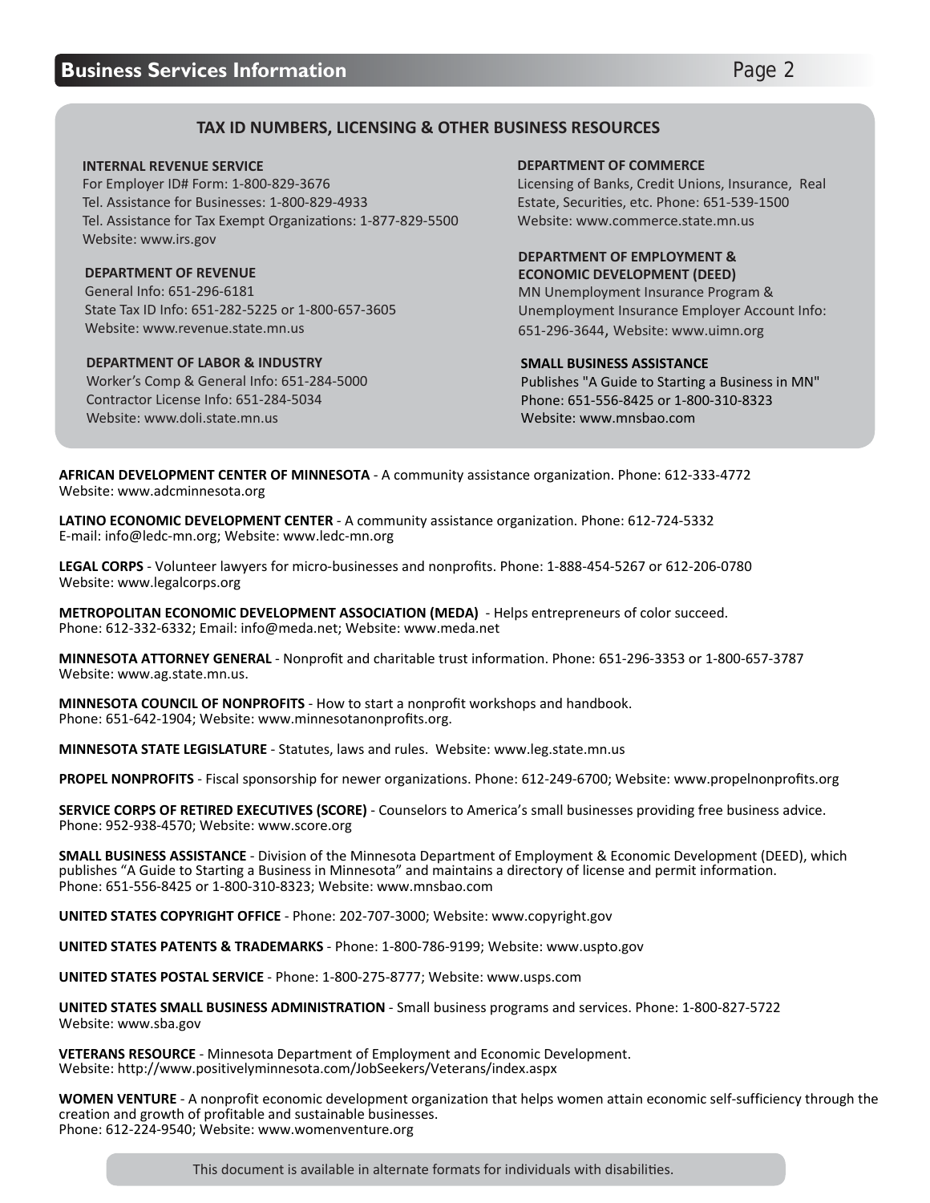## TAX ID NUMBERS, LICENSING & OTHER BUSINESS RESOURCES

**INTERNAL REVENUE SERVICE**
For Employer ID# Form: 1-800-829-3676
Tel. Assistance for Businesses: 1-800-829-4933
Tel. Assistance for Tax Exempt Organizations: 1-877-829-5500
Website: www.irs.gov

**DEPARTMENT OF REVENUE**
General Info: 651-296-6181
State Tax ID Info: 651-282-5225 or 1-800-657-3605
Website: www.revenue.state.mn.us

**DEPARTMENT OF LABOR & INDUSTRY**
Worker's Comp & General Info: 651-284-5000
Contractor License Info: 651-284-5034
Website: www.doli.state.mn.us

**DEPARTMENT OF COMMERCE**
Licensing of Banks, Credit Unions, Insurance, Real Estate, Securities, etc. Phone: 651-539-1500
Website: www.commerce.state.mn.us

**DEPARTMENT OF EMPLOYMENT & ECONOMIC DEVELOPMENT (DEED)**
MN Unemployment Insurance Program & Unemployment Insurance Employer Account Info: 651-296-3644, Website: www.uimn.org

**SMALL BUSINESS ASSISTANCE**
Publishes "A Guide to Starting a Business in MN"
Phone: 651-556-8425 or 1-800-310-8323
Website: www.mnsbao.com

**AFRICAN DEVELOPMENT CENTER OF MINNESOTA** - A community assistance organization. Phone: 612-333-4772
Website: www.adcminnesota.org

**LATINO ECONOMIC DEVELOPMENT CENTER** - A community assistance organization. Phone: 612-724-5332
E-mail: info@ledc-mn.org; Website: www.ledc-mn.org

**LEGAL CORPS** - Volunteer lawyers for micro-businesses and nonprofits. Phone: 1-888-454-5267 or 612-206-0780
Website: www.legalcorps.org

**METROPOLITAN ECONOMIC DEVELOPMENT ASSOCIATION (MEDA)** - Helps entrepreneurs of color succeed.
Phone: 612-332-6332; Email: info@meda.net; Website: www.meda.net

**MINNESOTA ATTORNEY GENERAL** - Nonprofit and charitable trust information. Phone: 651-296-3353 or 1-800-657-3787
Website: www.ag.state.mn.us.

**MINNESOTA COUNCIL OF NONPROFITS** - How to start a nonprofit workshops and handbook.
Phone: 651-642-1904; Website: www.minnesotanonprofits.org.

**MINNESOTA STATE LEGISLATURE** - Statutes, laws and rules. Website: www.leg.state.mn.us

**PROPEL NONPROFITS** - Fiscal sponsorship for newer organizations. Phone: 612-249-6700; Website: www.propelnonprofits.org

**SERVICE CORPS OF RETIRED EXECUTIVES (SCORE)** - Counselors to America's small businesses providing free business advice.
Phone: 952-938-4570; Website: www.score.org

**SMALL BUSINESS ASSISTANCE** - Division of the Minnesota Department of Employment & Economic Development (DEED), which publishes "A Guide to Starting a Business in Minnesota" and maintains a directory of license and permit information.
Phone: 651-556-8425 or 1-800-310-8323; Website: www.mnsbao.com

**UNITED STATES COPYRIGHT OFFICE** - Phone: 202-707-3000; Website: www.copyright.gov

**UNITED STATES PATENTS & TRADEMARKS** - Phone: 1-800-786-9199; Website: www.uspto.gov

**UNITED STATES POSTAL SERVICE** - Phone: 1-800-275-8777; Website: www.usps.com

**UNITED STATES SMALL BUSINESS ADMINISTRATION** - Small business programs and services. Phone: 1-800-827-5722
Website: www.sba.gov

**VETERANS RESOURCE** - Minnesota Department of Employment and Economic Development.
Website: http://www.positivelyminnesota.com/JobSeekers/Veterans/index.aspx

**WOMEN VENTURE** - A nonprofit economic development organization that helps women attain economic self-sufficiency through the creation and growth of profitable and sustainable businesses.
Phone: 612-224-9540; Website: www.womenventure.org

This document is available in alternate formats for individuals with disabilities.